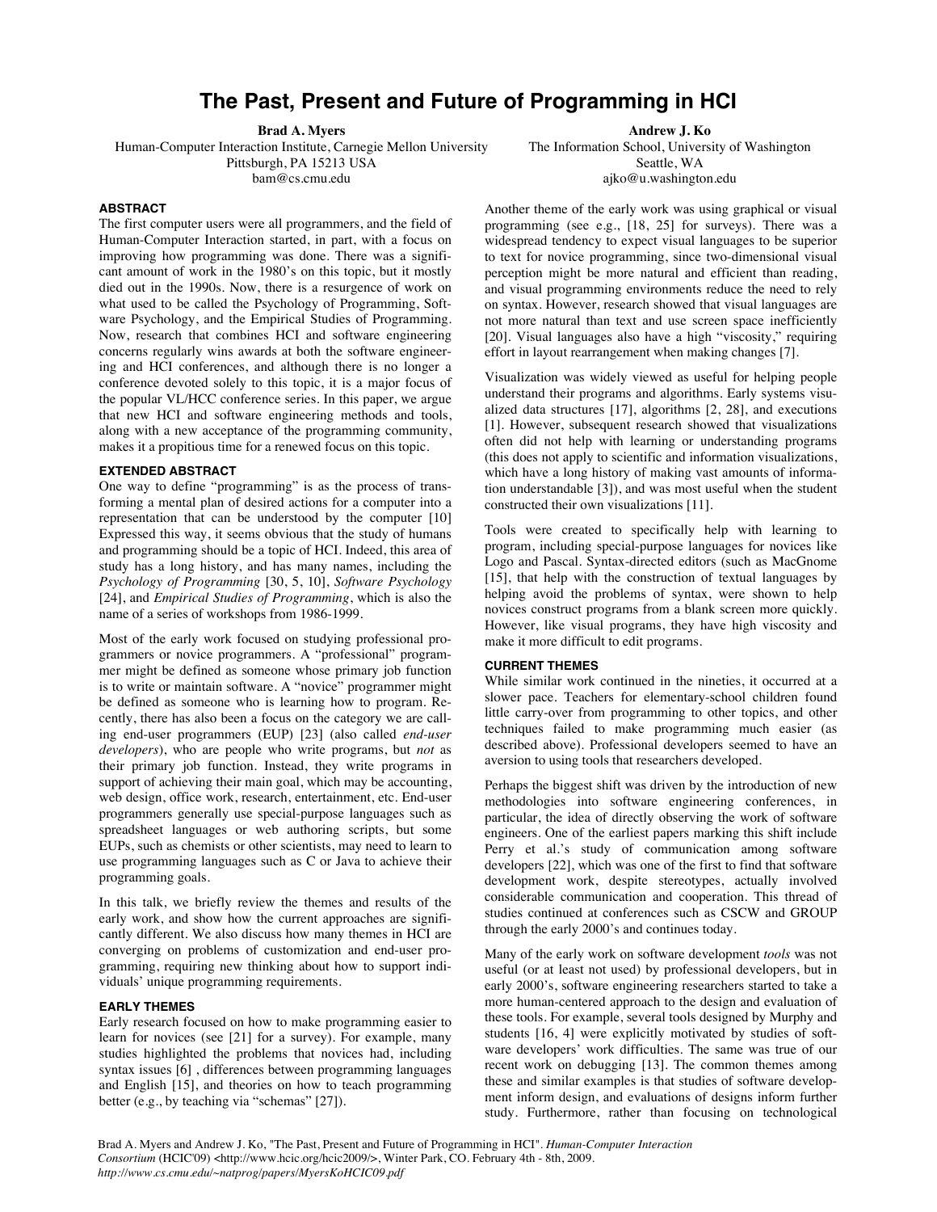# The Past, Present and Future of Programming in HCI

**Brad A. Myers**
Human-Computer Interaction Institute, Carnegie Mellon University
Pittsburgh, PA 15213 USA
bam@cs.cmu.edu

**Andrew J. Ko**
The Information School, University of Washington
Seattle, WA
ajko@u.washington.edu

## ABSTRACT

The first computer users were all programmers, and the field of Human-Computer Interaction started, in part, with a focus on improving how programming was done. There was a significant amount of work in the 1980's on this topic, but it mostly died out in the 1990s. Now, there is a resurgence of work on what used to be called the Psychology of Programming, Software Psychology, and the Empirical Studies of Programming. Now, research that combines HCI and software engineering concerns regularly wins awards at both the software engineering and HCI conferences, and although there is no longer a conference devoted solely to this topic, it is a major focus of the popular VL/HCC conference series. In this paper, we argue that new HCI and software engineering methods and tools, along with a new acceptance of the programming community, makes it a propitious time for a renewed focus on this topic.

## EXTENDED ABSTRACT

One way to define "programming" is as the process of transforming a mental plan of desired actions for a computer into a representation that can be understood by the computer [10] Expressed this way, it seems obvious that the study of humans and programming should be a topic of HCI. Indeed, this area of study has a long history, and has many names, including the *Psychology of Programming* [30, 5, 10], *Software Psychology* [24], and *Empirical Studies of Programming*, which is also the name of a series of workshops from 1986-1999.

Most of the early work focused on studying professional programmers or novice programmers. A "professional" programmer might be defined as someone whose primary job function is to write or maintain software. A "novice" programmer might be defined as someone who is learning how to program. Recently, there has also been a focus on the category we are calling end-user programmers (EUP) [23] (also called *end-user developers*), who are people who write programs, but *not* as their primary job function. Instead, they write programs in support of achieving their main goal, which may be accounting, web design, office work, research, entertainment, etc. End-user programmers generally use special-purpose languages such as spreadsheet languages or web authoring scripts, but some EUPs, such as chemists or other scientists, may need to learn to use programming languages such as C or Java to achieve their programming goals.

In this talk, we briefly review the themes and results of the early work, and show how the current approaches are significantly different. We also discuss how many themes in HCI are converging on problems of customization and end-user programming, requiring new thinking about how to support individuals' unique programming requirements.

## EARLY THEMES

Early research focused on how to make programming easier to learn for novices (see [21] for a survey). For example, many studies highlighted the problems that novices had, including syntax issues [6] , differences between programming languages and English [15], and theories on how to teach programming better (e.g., by teaching via "schemas" [27]).

Another theme of the early work was using graphical or visual programming (see e.g., [18, 25] for surveys). There was a widespread tendency to expect visual languages to be superior to text for novice programming, since two-dimensional visual perception might be more natural and efficient than reading, and visual programming environments reduce the need to rely on syntax. However, research showed that visual languages are not more natural than text and use screen space inefficiently [20]. Visual languages also have a high "viscosity," requiring effort in layout rearrangement when making changes [7].

Visualization was widely viewed as useful for helping people understand their programs and algorithms. Early systems visualized data structures [17], algorithms [2, 28], and executions [1]. However, subsequent research showed that visualizations often did not help with learning or understanding programs (this does not apply to scientific and information visualizations, which have a long history of making vast amounts of information understandable [3]), and was most useful when the student constructed their own visualizations [11].

Tools were created to specifically help with learning to program, including special-purpose languages for novices like Logo and Pascal. Syntax-directed editors (such as MacGnome [15], that help with the construction of textual languages by helping avoid the problems of syntax, were shown to help novices construct programs from a blank screen more quickly. However, like visual programs, they have high viscosity and make it more difficult to edit programs.

## CURRENT THEMES

While similar work continued in the nineties, it occurred at a slower pace. Teachers for elementary-school children found little carry-over from programming to other topics, and other techniques failed to make programming much easier (as described above). Professional developers seemed to have an aversion to using tools that researchers developed.

Perhaps the biggest shift was driven by the introduction of new methodologies into software engineering conferences, in particular, the idea of directly observing the work of software engineers. One of the earliest papers marking this shift include Perry et al.'s study of communication among software developers [22], which was one of the first to find that software development work, despite stereotypes, actually involved considerable communication and cooperation. This thread of studies continued at conferences such as CSCW and GROUP through the early 2000's and continues today.

Many of the early work on software development *tools* was not useful (or at least not used) by professional developers, but in early 2000's, software engineering researchers started to take a more human-centered approach to the design and evaluation of these tools. For example, several tools designed by Murphy and students [16, 4] were explicitly motivated by studies of software developers' work difficulties. The same was true of our recent work on debugging [13]. The common themes among these and similar examples is that studies of software development inform design, and evaluations of designs inform further study. Furthermore, rather than focusing on technological

Brad A. Myers and Andrew J. Ko, "The Past, Present and Future of Programming in HCI". *Human-Computer Interaction Consortium* (HCIC'09) <http://www.hcic.org/hcic2009/>, Winter Park, CO. February 4th - 8th, 2009.
*http://www.cs.cmu.edu/~natprog/papers/MyersKoHCIC09.pdf*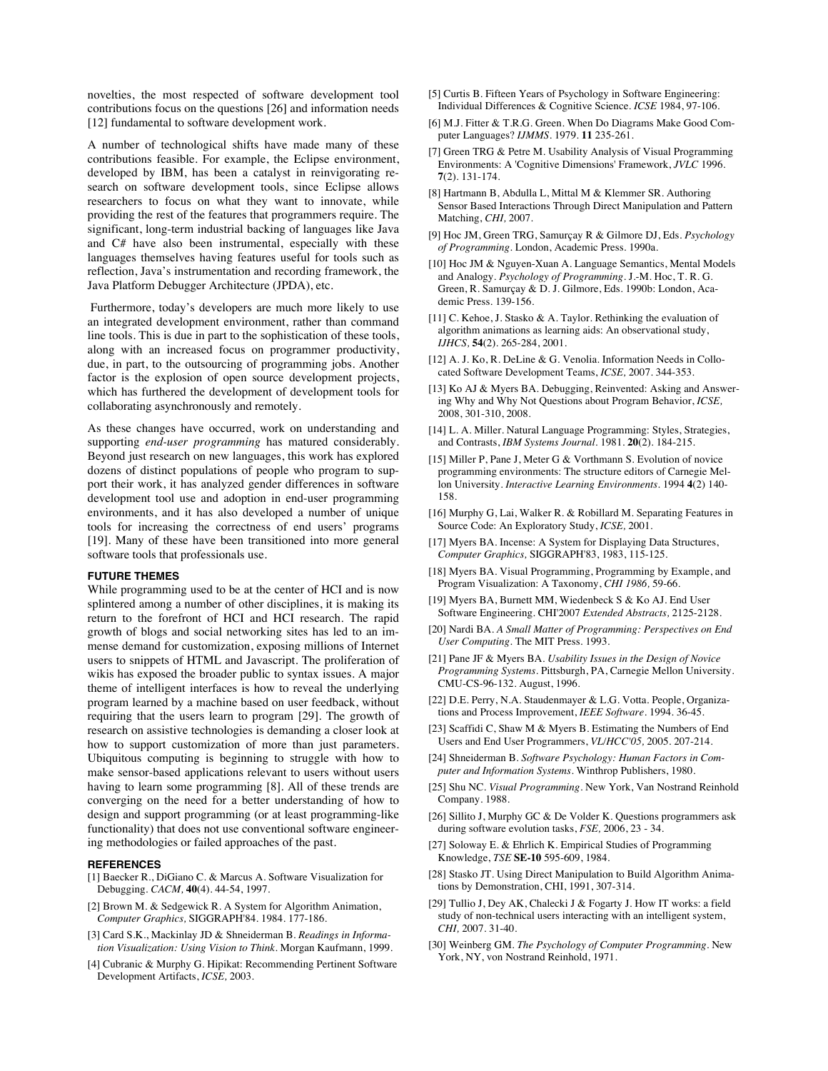novelties, the most respected of software development tool contributions focus on the questions [26] and information needs [12] fundamental to software development work.

A number of technological shifts have made many of these contributions feasible. For example, the Eclipse environment, developed by IBM, has been a catalyst in reinvigorating research on software development tools, since Eclipse allows researchers to focus on what they want to innovate, while providing the rest of the features that programmers require. The significant, long-term industrial backing of languages like Java and C# have also been instrumental, especially with these languages themselves having features useful for tools such as reflection, Java's instrumentation and recording framework, the Java Platform Debugger Architecture (JPDA), etc.

Furthermore, today's developers are much more likely to use an integrated development environment, rather than command line tools. This is due in part to the sophistication of these tools, along with an increased focus on programmer productivity, due, in part, to the outsourcing of programming jobs. Another factor is the explosion of open source development projects, which has furthered the development of development tools for collaborating asynchronously and remotely.

As these changes have occurred, work on understanding and supporting *end-user programming* has matured considerably. Beyond just research on new languages, this work has explored dozens of distinct populations of people who program to support their work, it has analyzed gender differences in software development tool use and adoption in end-user programming environments, and it has also developed a number of unique tools for increasing the correctness of end users' programs [19]. Many of these have been transitioned into more general software tools that professionals use.

## FUTURE THEMES

While programming used to be at the center of HCI and is now splintered among a number of other disciplines, it is making its return to the forefront of HCI and HCI research. The rapid growth of blogs and social networking sites has led to an immense demand for customization, exposing millions of Internet users to snippets of HTML and Javascript. The proliferation of wikis has exposed the broader public to syntax issues. A major theme of intelligent interfaces is how to reveal the underlying program learned by a machine based on user feedback, without requiring that the users learn to program [29]. The growth of research on assistive technologies is demanding a closer look at how to support customization of more than just parameters. Ubiquitous computing is beginning to struggle with how to make sensor-based applications relevant to users without users having to learn some programming [8]. All of these trends are converging on the need for a better understanding of how to design and support programming (or at least programming-like functionality) that does not use conventional software engineering methodologies or failed approaches of the past.

## REFERENCES

[1] Baecker R., DiGiano C. & Marcus A. Software Visualization for Debugging. *CACM,* **40**(4). 44-54, 1997.

[2] Brown M. & Sedgewick R. A System for Algorithm Animation, *Computer Graphics,* SIGGRAPH'84. 1984. 177-186.

[3] Card S.K., Mackinlay JD & Shneiderman B. *Readings in Information Visualization: Using Vision to Think*. Morgan Kaufmann, 1999.

[4] Cubranic & Murphy G. Hipikat: Recommending Pertinent Software Development Artifacts, *ICSE,* 2003.

[5] Curtis B. Fifteen Years of Psychology in Software Engineering: Individual Differences & Cognitive Science. *ICSE* 1984, 97-106.

[6] M.J. Fitter & T.R.G. Green. When Do Diagrams Make Good Computer Languages? *IJMMS*. 1979. **11** 235-261.

[7] Green TRG & Petre M. Usability Analysis of Visual Programming Environments: A 'Cognitive Dimensions' Framework, *JVLC* 1996. **7**(2). 131-174.

[8] Hartmann B, Abdulla L, Mittal M & Klemmer SR. Authoring Sensor Based Interactions Through Direct Manipulation and Pattern Matching, *CHI,* 2007.

[9] Hoc JM, Green TRG, Samurçay R & Gilmore DJ, Eds. *Psychology of Programming*. London, Academic Press. 1990a.

[10] Hoc JM & Nguyen-Xuan A. Language Semantics, Mental Models and Analogy. *Psychology of Programming*. J.-M. Hoc, T. R. G. Green, R. Samurçay & D. J. Gilmore, Eds. 1990b: London, Academic Press. 139-156.

[11] C. Kehoe, J. Stasko & A. Taylor. Rethinking the evaluation of algorithm animations as learning aids: An observational study, *IJHCS,* **54**(2). 265-284, 2001.

[12] A. J. Ko, R. DeLine & G. Venolia. Information Needs in Collocated Software Development Teams, *ICSE,* 2007. 344-353.

[13] Ko AJ & Myers BA. Debugging, Reinvented: Asking and Answering Why and Why Not Questions about Program Behavior, *ICSE,* 2008, 301-310, 2008.

[14] L. A. Miller. Natural Language Programming: Styles, Strategies, and Contrasts, *IBM Systems Journal*. 1981. **20**(2). 184-215.

[15] Miller P, Pane J, Meter G & Vorthmann S. Evolution of novice programming environments: The structure editors of Carnegie Mellon University. *Interactive Learning Environments*. 1994 **4**(2) 140-158.

[16] Murphy G, Lai, Walker R. & Robillard M. Separating Features in Source Code: An Exploratory Study, *ICSE,* 2001.

[17] Myers BA. Incense: A System for Displaying Data Structures, *Computer Graphics,* SIGGRAPH'83, 1983, 115-125.

[18] Myers BA. Visual Programming, Programming by Example, and Program Visualization: A Taxonomy, *CHI 1986,* 59-66.

[19] Myers BA, Burnett MM, Wiedenbeck S & Ko AJ. End User Software Engineering. CHI'2007 *Extended Abstracts,* 2125-2128.

[20] Nardi BA. *A Small Matter of Programming: Perspectives on End User Computing*. The MIT Press. 1993.

[21] Pane JF & Myers BA. *Usability Issues in the Design of Novice Programming Systems*. Pittsburgh, PA, Carnegie Mellon University. CMU-CS-96-132. August, 1996.

[22] D.E. Perry, N.A. Staudenmayer & L.G. Votta. People, Organizations and Process Improvement, *IEEE Software*. 1994. 36-45.

[23] Scaffidi C, Shaw M & Myers B. Estimating the Numbers of End Users and End User Programmers, *VL/HCC'05,* 2005. 207-214.

[24] Shneiderman B. *Software Psychology: Human Factors in Computer and Information Systems*. Winthrop Publishers, 1980.

[25] Shu NC. *Visual Programming*. New York, Van Nostrand Reinhold Company. 1988.

[26] Sillito J, Murphy GC & De Volder K. Questions programmers ask during software evolution tasks, *FSE,* 2006, 23 - 34.

[27] Soloway E. & Ehrlich K. Empirical Studies of Programming Knowledge, *TSE* **SE-10** 595-609, 1984.

[28] Stasko JT. Using Direct Manipulation to Build Algorithm Animations by Demonstration, CHI, 1991, 307-314.

[29] Tullio J, Dey AK, Chalecki J & Fogarty J. How IT works: a field study of non-technical users interacting with an intelligent system, *CHI,* 2007. 31-40.

[30] Weinberg GM. *The Psychology of Computer Programming*. New York, NY, von Nostrand Reinhold, 1971.